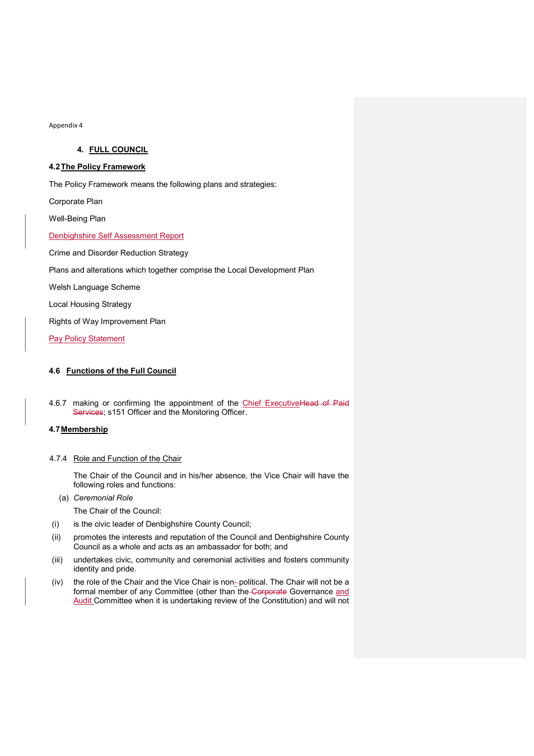Appendix 4

## 4. FULL COUNCIL

### 4.2 The Policy Framework

The Policy Framework means the following plans and strategies:

Corporate Plan

Well-Being Plan

Denbighshire Self Assessment Report

Crime and Disorder Reduction Strategy

Plans and alterations which together comprise the Local Development Plan

Welsh Language Scheme

Local Housing Strategy

Rights of Way Improvement Plan

Pay Policy Statement

### 4.6 Functions of the Full Council

4.6.7 making or confirming the appointment of the Chief Executive~~Head of Paid Services~~; s151 Officer and the Monitoring Officer.

### 4.7 Membership

4.7.4 Role and Function of the Chair

The Chair of the Council and in his/her absence, the Vice Chair will have the following roles and functions:

(a) *Ceremonial Role*

The Chair of the Council:

(i) is the civic leader of Denbighshire County Council;

(ii) promotes the interests and reputation of the Council and Denbighshire County Council as a whole and acts as an ambassador for both; and

(iii) undertakes civic, community and ceremonial activities and fosters community identity and pride.

(iv) the role of the Chair and the Vice Chair is non-~~-~~political. The Chair will not be a formal member of any Committee (other than the ~~Corporate~~ Governance and Audit Committee when it is undertaking review of the Constitution) and will not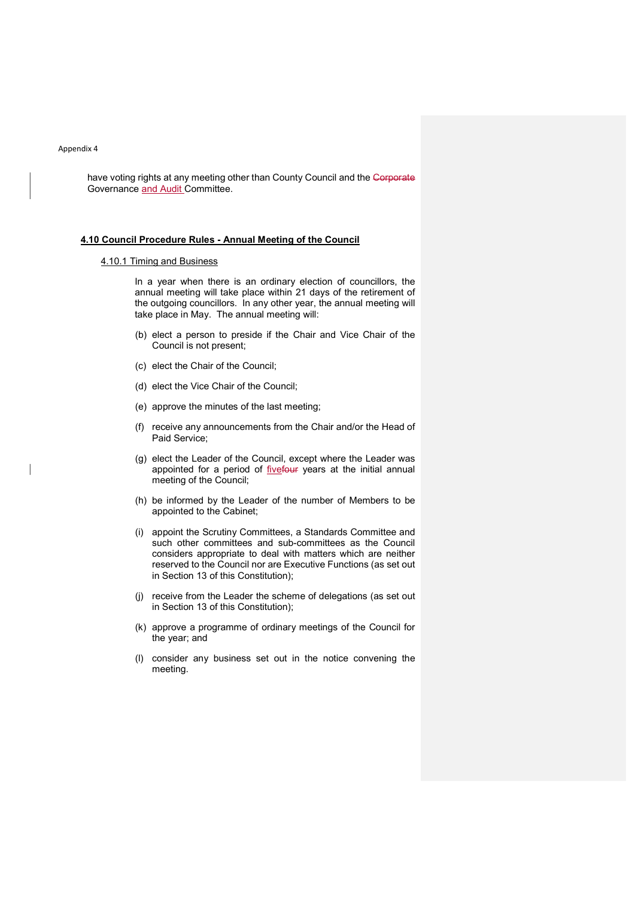have voting rights at any meeting other than County Council and the ~~Corporate~~ Governance and Audit Committee.

### 4.10 Council Procedure Rules - Annual Meeting of the Council

#### 4.10.1 Timing and Business

In a year when there is an ordinary election of councillors, the annual meeting will take place within 21 days of the retirement of the outgoing councillors. In any other year, the annual meeting will take place in May. The annual meeting will:

(b) elect a person to preside if the Chair and Vice Chair of the Council is not present;

(c) elect the Chair of the Council;

(d) elect the Vice Chair of the Council;

(e) approve the minutes of the last meeting;

(f) receive any announcements from the Chair and/or the Head of Paid Service;

(g) elect the Leader of the Council, except where the Leader was appointed for a period of five~~four~~ years at the initial annual meeting of the Council;

(h) be informed by the Leader of the number of Members to be appointed to the Cabinet;

(i) appoint the Scrutiny Committees, a Standards Committee and such other committees and sub-committees as the Council considers appropriate to deal with matters which are neither reserved to the Council nor are Executive Functions (as set out in Section 13 of this Constitution);

(j) receive from the Leader the scheme of delegations (as set out in Section 13 of this Constitution);

(k) approve a programme of ordinary meetings of the Council for the year; and

(l) consider any business set out in the notice convening the meeting.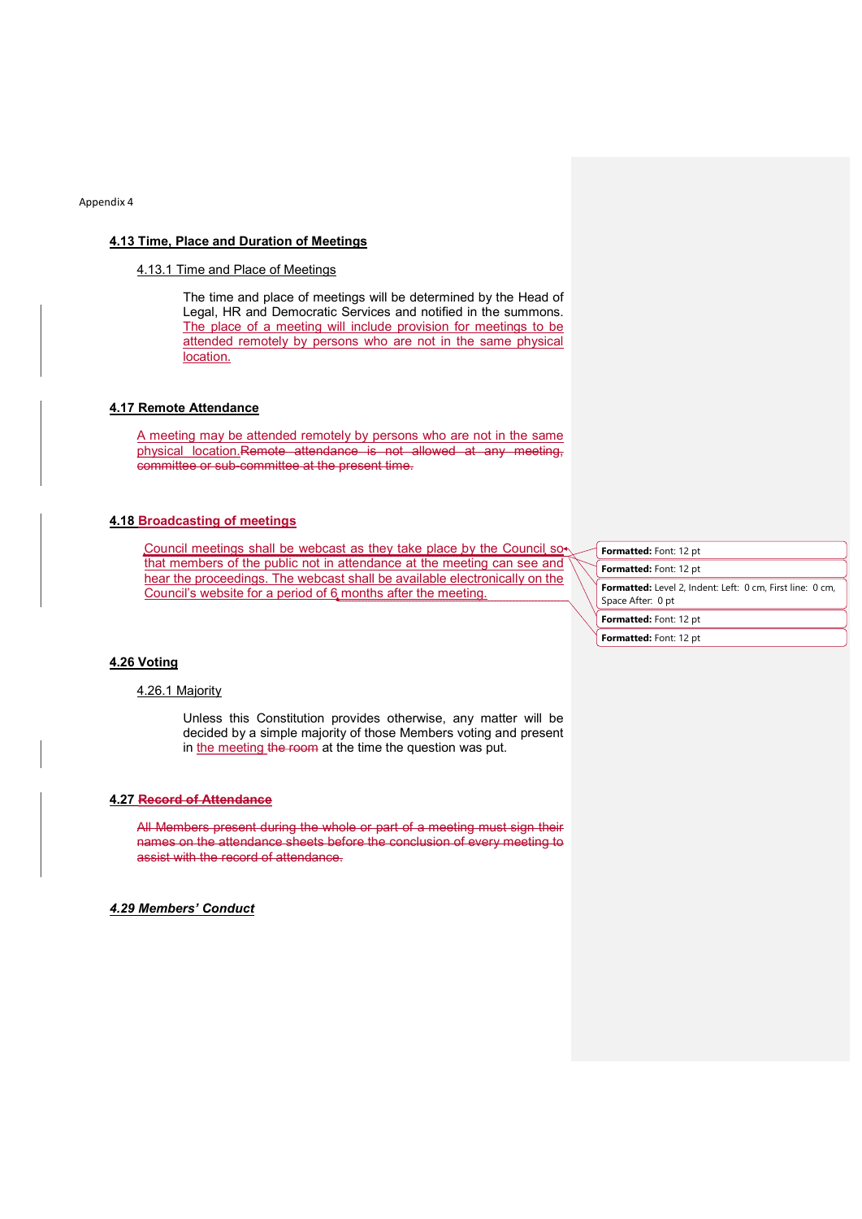Appendix 4

## 4.13 Time, Place and Duration of Meetings

### 4.13.1 Time and Place of Meetings

The time and place of meetings will be determined by the Head of Legal, HR and Democratic Services and notified in the summons. The place of a meeting will include provision for meetings to be attended remotely by persons who are not in the same physical location.

## 4.17 Remote Attendance

A meeting may be attended remotely by persons who are not in the same physical location. ~~Remote attendance is not allowed at any meeting, committee or sub-committee at the present time.~~

## 4.18 Broadcasting of meetings

Council meetings shall be webcast as they take place by the Council so that members of the public not in attendance at the meeting can see and hear the proceedings. The webcast shall be available electronically on the Council's website for a period of 6 months after the meeting.

**Formatted:** Font: 12 pt

**Formatted:** Font: 12 pt

**Formatted:** Level 2, Indent: Left: 0 cm, First line: 0 cm, Space After: 0 pt

**Formatted:** Font: 12 pt

**Formatted:** Font: 12 pt

## 4.26 Voting

### 4.26.1 Majority

Unless this Constitution provides otherwise, any matter will be decided by a simple majority of those Members voting and present in the meeting ~~the room~~ at the time the question was put.

## 4.27 ~~Record of Attendance~~

~~All Members present during the whole or part of a meeting must sign their names on the attendance sheets before the conclusion of every meeting to assist with the record of attendance.~~

## *4.29 Members' Conduct*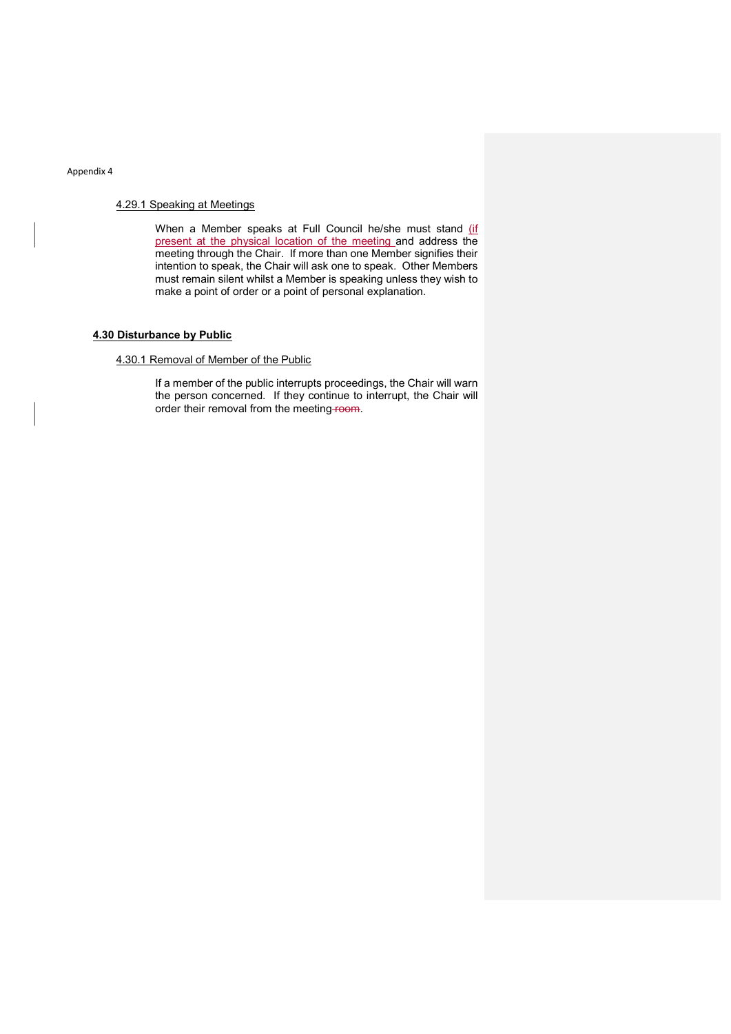Appendix 4

4.29.1 Speaking at Meetings

When a Member speaks at Full Council he/she must stand (if present at the physical location of the meeting and address the meeting through the Chair. If more than one Member signifies their intention to speak, the Chair will ask one to speak. Other Members must remain silent whilst a Member is speaking unless they wish to make a point of order or a point of personal explanation.

**4.30 Disturbance by Public**

4.30.1 Removal of Member of the Public

If a member of the public interrupts proceedings, the Chair will warn the person concerned. If they continue to interrupt, the Chair will order their removal from the meeting ~~room~~.